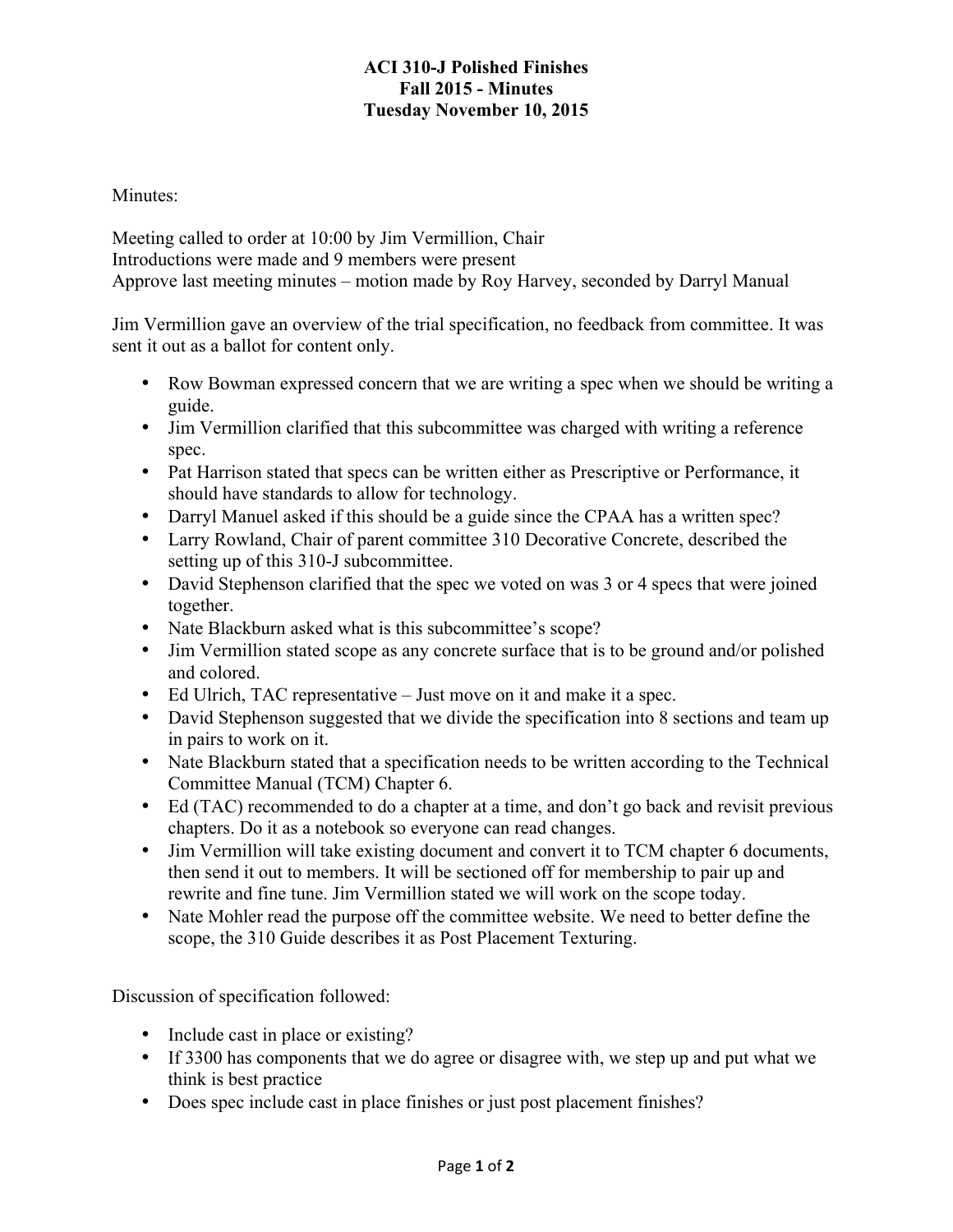# ACI 310-J Polished Finishes
## Fall 2015 - Minutes
### Tuesday November 10, 2015

Minutes:

Meeting called to order at 10:00 by Jim Vermillion, Chair
Introductions were made and 9 members were present
Approve last meeting minutes – motion made by Roy Harvey, seconded by Darryl Manual

Jim Vermillion gave an overview of the trial specification, no feedback from committee. It was sent it out as a ballot for content only.

- Row Bowman expressed concern that we are writing a spec when we should be writing a guide.
- Jim Vermillion clarified that this subcommittee was charged with writing a reference spec.
- Pat Harrison stated that specs can be written either as Prescriptive or Performance, it should have standards to allow for technology.
- Darryl Manuel asked if this should be a guide since the CPAA has a written spec?
- Larry Rowland, Chair of parent committee 310 Decorative Concrete, described the setting up of this 310-J subcommittee.
- David Stephenson clarified that the spec we voted on was 3 or 4 specs that were joined together.
- Nate Blackburn asked what is this subcommittee's scope?
- Jim Vermillion stated scope as any concrete surface that is to be ground and/or polished and colored.
- Ed Ulrich, TAC representative – Just move on it and make it a spec.
- David Stephenson suggested that we divide the specification into 8 sections and team up in pairs to work on it.
- Nate Blackburn stated that a specification needs to be written according to the Technical Committee Manual (TCM) Chapter 6.
- Ed (TAC) recommended to do a chapter at a time, and don't go back and revisit previous chapters. Do it as a notebook so everyone can read changes.
- Jim Vermillion will take existing document and convert it to TCM chapter 6 documents, then send it out to members. It will be sectioned off for membership to pair up and rewrite and fine tune. Jim Vermillion stated we will work on the scope today.
- Nate Mohler read the purpose off the committee website. We need to better define the scope, the 310 Guide describes it as Post Placement Texturing.

Discussion of specification followed:

- Include cast in place or existing?
- If 3300 has components that we do agree or disagree with, we step up and put what we think is best practice
- Does spec include cast in place finishes or just post placement finishes?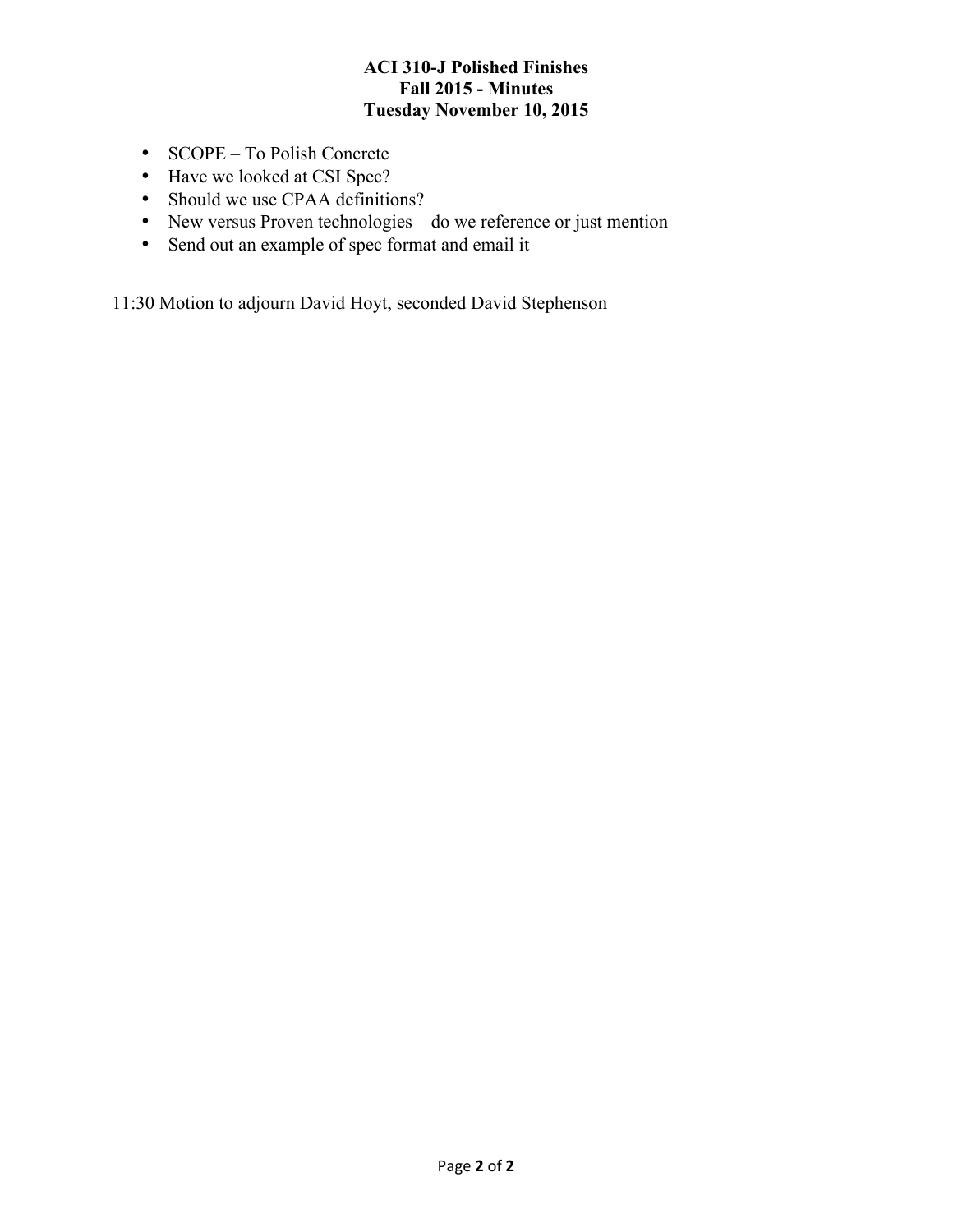**ACI 310-J Polished Finishes**
**Fall 2015 - Minutes**
**Tuesday November 10, 2015**

- SCOPE – To Polish Concrete
- Have we looked at CSI Spec?
- Should we use CPAA definitions?
- New versus Proven technologies – do we reference or just mention
- Send out an example of spec format and email it

11:30 Motion to adjourn David Hoyt, seconded David Stephenson